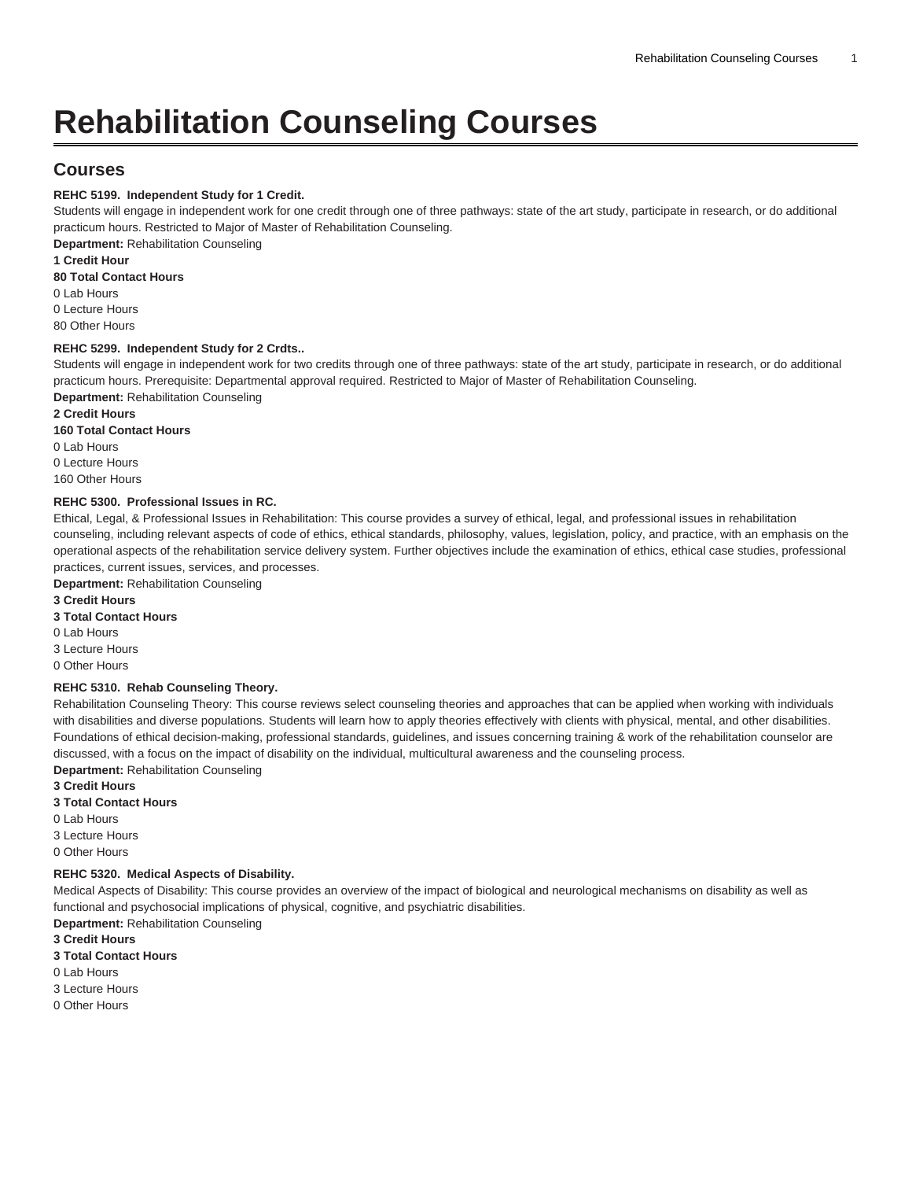# Rehabilitation Counseling Courses

## Courses

**REHC 5199. Independent Study for 1 Credit.**

Students will engage in independent work for one credit through one of three pathways: state of the art study, participate in research, or do additional practicum hours. Restricted to Major of Master of Rehabilitation Counseling.

**Department:** Rehabilitation Counseling

**1 Credit Hour**

**80 Total Contact Hours**

0 Lab Hours

0 Lecture Hours

80 Other Hours

**REHC 5299. Independent Study for 2 Crdts..**

Students will engage in independent work for two credits through one of three pathways: state of the art study, participate in research, or do additional practicum hours. Prerequisite: Departmental approval required. Restricted to Major of Master of Rehabilitation Counseling.

**Department:** Rehabilitation Counseling

**2 Credit Hours**

**160 Total Contact Hours**

0 Lab Hours

0 Lecture Hours

160 Other Hours

**REHC 5300. Professional Issues in RC.**

Ethical, Legal, & Professional Issues in Rehabilitation: This course provides a survey of ethical, legal, and professional issues in rehabilitation counseling, including relevant aspects of code of ethics, ethical standards, philosophy, values, legislation, policy, and practice, with an emphasis on the operational aspects of the rehabilitation service delivery system. Further objectives include the examination of ethics, ethical case studies, professional practices, current issues, services, and processes.

**Department:** Rehabilitation Counseling

**3 Credit Hours**

**3 Total Contact Hours**

0 Lab Hours

3 Lecture Hours

0 Other Hours

**REHC 5310. Rehab Counseling Theory.**

Rehabilitation Counseling Theory: This course reviews select counseling theories and approaches that can be applied when working with individuals with disabilities and diverse populations. Students will learn how to apply theories effectively with clients with physical, mental, and other disabilities. Foundations of ethical decision-making, professional standards, guidelines, and issues concerning training & work of the rehabilitation counselor are discussed, with a focus on the impact of disability on the individual, multicultural awareness and the counseling process.

**Department:** Rehabilitation Counseling

**3 Credit Hours**

**3 Total Contact Hours**

0 Lab Hours

3 Lecture Hours

0 Other Hours

**REHC 5320. Medical Aspects of Disability.**

Medical Aspects of Disability: This course provides an overview of the impact of biological and neurological mechanisms on disability as well as functional and psychosocial implications of physical, cognitive, and psychiatric disabilities.

**Department:** Rehabilitation Counseling

**3 Credit Hours**

**3 Total Contact Hours**

0 Lab Hours

3 Lecture Hours

0 Other Hours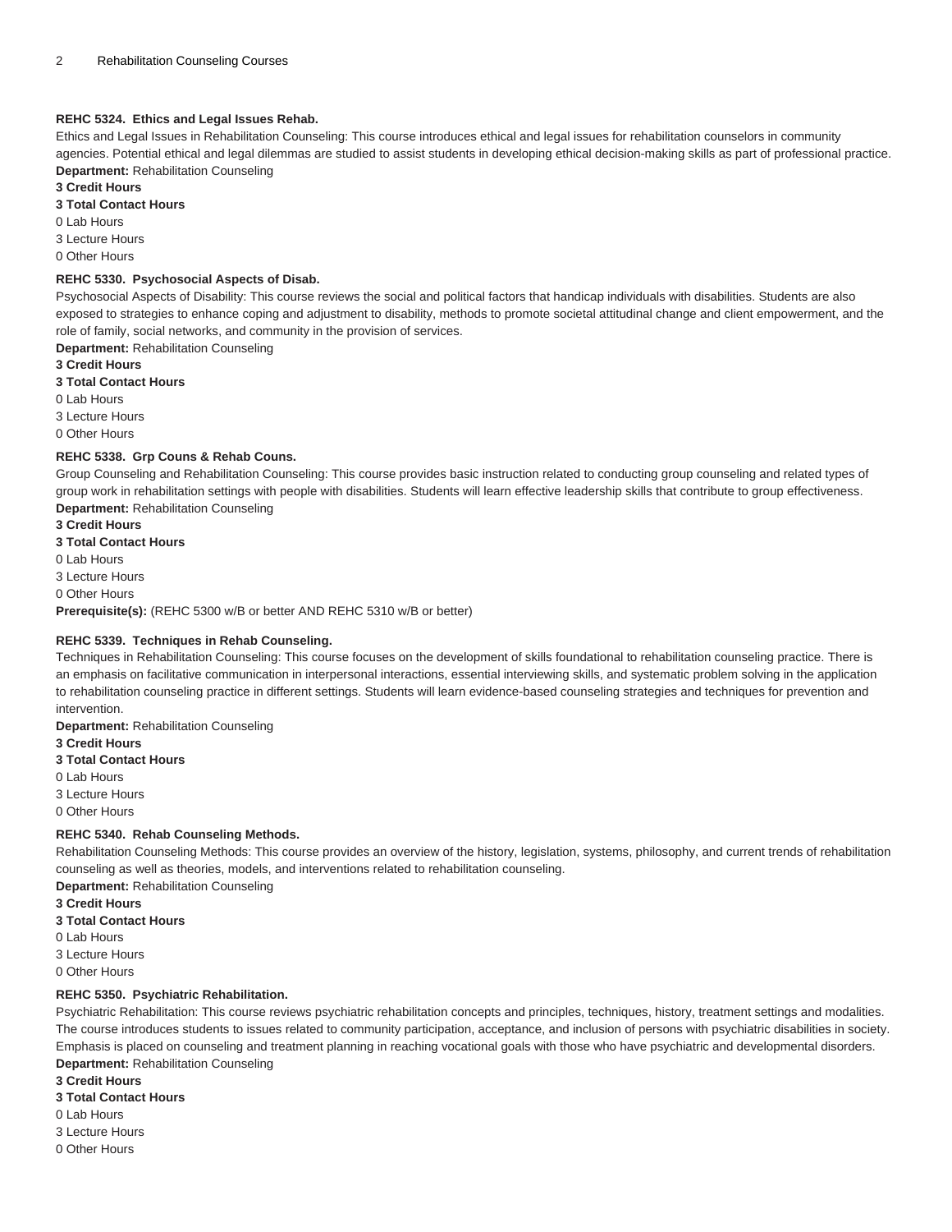**REHC 5324. Ethics and Legal Issues Rehab.**

Ethics and Legal Issues in Rehabilitation Counseling: This course introduces ethical and legal issues for rehabilitation counselors in community agencies. Potential ethical and legal dilemmas are studied to assist students in developing ethical decision-making skills as part of professional practice.

**Department:** Rehabilitation Counseling

**3 Credit Hours**

**3 Total Contact Hours**

0 Lab Hours

3 Lecture Hours

0 Other Hours

**REHC 5330. Psychosocial Aspects of Disab.**

Psychosocial Aspects of Disability: This course reviews the social and political factors that handicap individuals with disabilities. Students are also exposed to strategies to enhance coping and adjustment to disability, methods to promote societal attitudinal change and client empowerment, and the role of family, social networks, and community in the provision of services.

**Department:** Rehabilitation Counseling

**3 Credit Hours**

**3 Total Contact Hours**

0 Lab Hours

3 Lecture Hours

0 Other Hours

**REHC 5338. Grp Couns & Rehab Couns.**

Group Counseling and Rehabilitation Counseling: This course provides basic instruction related to conducting group counseling and related types of group work in rehabilitation settings with people with disabilities. Students will learn effective leadership skills that contribute to group effectiveness.

**Department:** Rehabilitation Counseling

**3 Credit Hours**

**3 Total Contact Hours**

0 Lab Hours

3 Lecture Hours

0 Other Hours

**Prerequisite(s):** (REHC 5300 w/B or better AND REHC 5310 w/B or better)

**REHC 5339. Techniques in Rehab Counseling.**

Techniques in Rehabilitation Counseling: This course focuses on the development of skills foundational to rehabilitation counseling practice. There is an emphasis on facilitative communication in interpersonal interactions, essential interviewing skills, and systematic problem solving in the application to rehabilitation counseling practice in different settings. Students will learn evidence-based counseling strategies and techniques for prevention and intervention.

**Department:** Rehabilitation Counseling

**3 Credit Hours**

**3 Total Contact Hours**

0 Lab Hours

3 Lecture Hours

0 Other Hours

**REHC 5340. Rehab Counseling Methods.**

Rehabilitation Counseling Methods: This course provides an overview of the history, legislation, systems, philosophy, and current trends of rehabilitation counseling as well as theories, models, and interventions related to rehabilitation counseling.

**Department:** Rehabilitation Counseling

**3 Credit Hours**

**3 Total Contact Hours**

0 Lab Hours

3 Lecture Hours

0 Other Hours

**REHC 5350. Psychiatric Rehabilitation.**

Psychiatric Rehabilitation: This course reviews psychiatric rehabilitation concepts and principles, techniques, history, treatment settings and modalities. The course introduces students to issues related to community participation, acceptance, and inclusion of persons with psychiatric disabilities in society. Emphasis is placed on counseling and treatment planning in reaching vocational goals with those who have psychiatric and developmental disorders.

**Department:** Rehabilitation Counseling

**3 Credit Hours**

**3 Total Contact Hours**

0 Lab Hours

3 Lecture Hours

0 Other Hours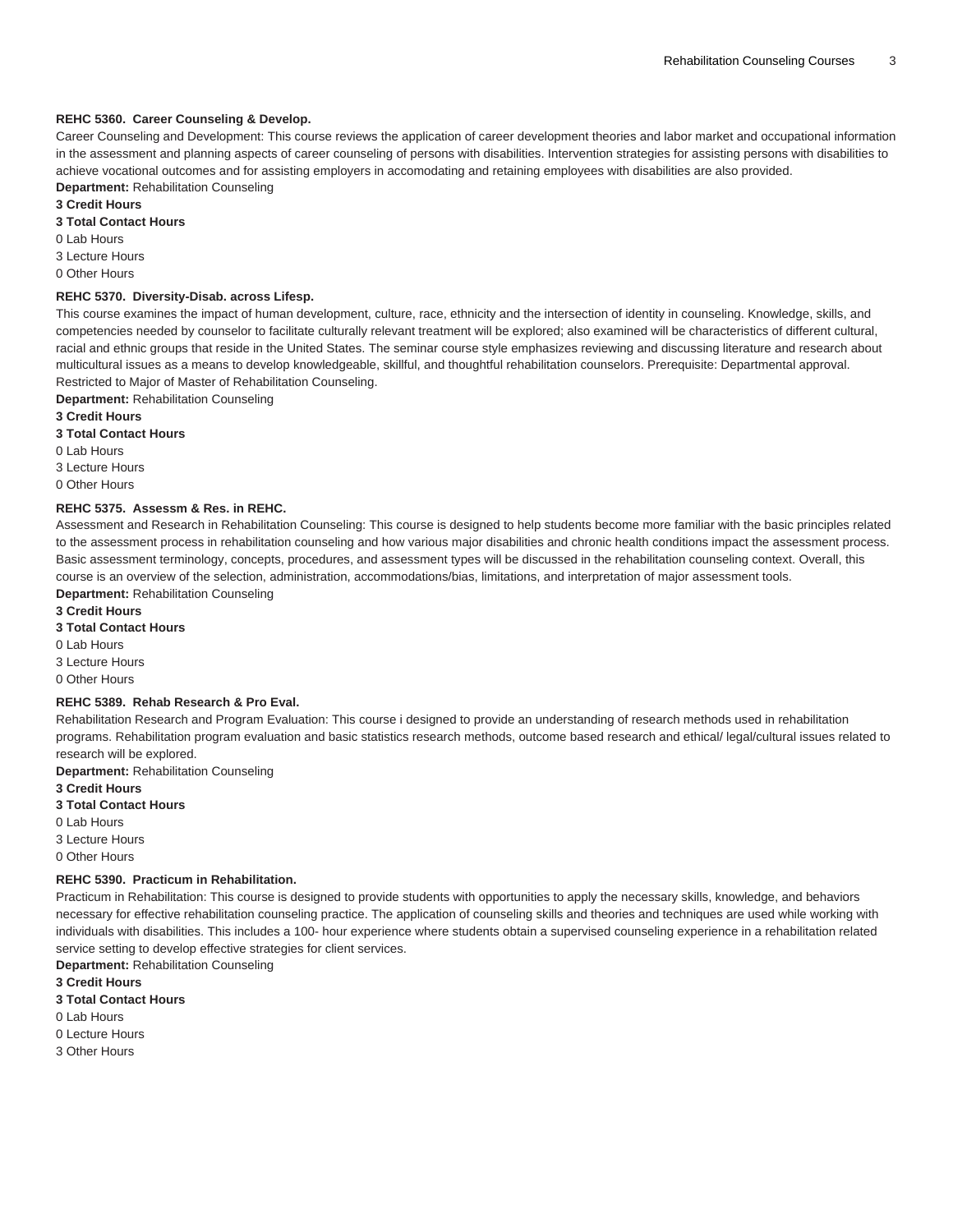**REHC 5360. Career Counseling & Develop.**

Career Counseling and Development: This course reviews the application of career development theories and labor market and occupational information in the assessment and planning aspects of career counseling of persons with disabilities. Intervention strategies for assisting persons with disabilities to achieve vocational outcomes and for assisting employers in accomodating and retaining employees with disabilities are also provided.

**Department:** Rehabilitation Counseling

**3 Credit Hours**

**3 Total Contact Hours**

0 Lab Hours

3 Lecture Hours

0 Other Hours

**REHC 5370. Diversity-Disab. across Lifesp.**

This course examines the impact of human development, culture, race, ethnicity and the intersection of identity in counseling. Knowledge, skills, and competencies needed by counselor to facilitate culturally relevant treatment will be explored; also examined will be characteristics of different cultural, racial and ethnic groups that reside in the United States. The seminar course style emphasizes reviewing and discussing literature and research about multicultural issues as a means to develop knowledgeable, skillful, and thoughtful rehabilitation counselors. Prerequisite: Departmental approval. Restricted to Major of Master of Rehabilitation Counseling.

**Department:** Rehabilitation Counseling

**3 Credit Hours**

**3 Total Contact Hours**

0 Lab Hours

3 Lecture Hours

0 Other Hours

**REHC 5375. Assessm & Res. in REHC.**

Assessment and Research in Rehabilitation Counseling: This course is designed to help students become more familiar with the basic principles related to the assessment process in rehabilitation counseling and how various major disabilities and chronic health conditions impact the assessment process. Basic assessment terminology, concepts, procedures, and assessment types will be discussed in the rehabilitation counseling context. Overall, this course is an overview of the selection, administration, accommodations/bias, limitations, and interpretation of major assessment tools.

**Department:** Rehabilitation Counseling

**3 Credit Hours**

**3 Total Contact Hours**

0 Lab Hours

3 Lecture Hours

0 Other Hours

**REHC 5389. Rehab Research & Pro Eval.**

Rehabilitation Research and Program Evaluation: This course i designed to provide an understanding of research methods used in rehabilitation programs. Rehabilitation program evaluation and basic statistics research methods, outcome based research and ethical/ legal/cultural issues related to research will be explored.

**Department:** Rehabilitation Counseling

**3 Credit Hours**

**3 Total Contact Hours**

0 Lab Hours

3 Lecture Hours

0 Other Hours

**REHC 5390. Practicum in Rehabilitation.**

Practicum in Rehabilitation: This course is designed to provide students with opportunities to apply the necessary skills, knowledge, and behaviors necessary for effective rehabilitation counseling practice. The application of counseling skills and theories and techniques are used while working with individuals with disabilities. This includes a 100- hour experience where students obtain a supervised counseling experience in a rehabilitation related service setting to develop effective strategies for client services.

**Department:** Rehabilitation Counseling

**3 Credit Hours**

**3 Total Contact Hours**

0 Lab Hours

0 Lecture Hours

3 Other Hours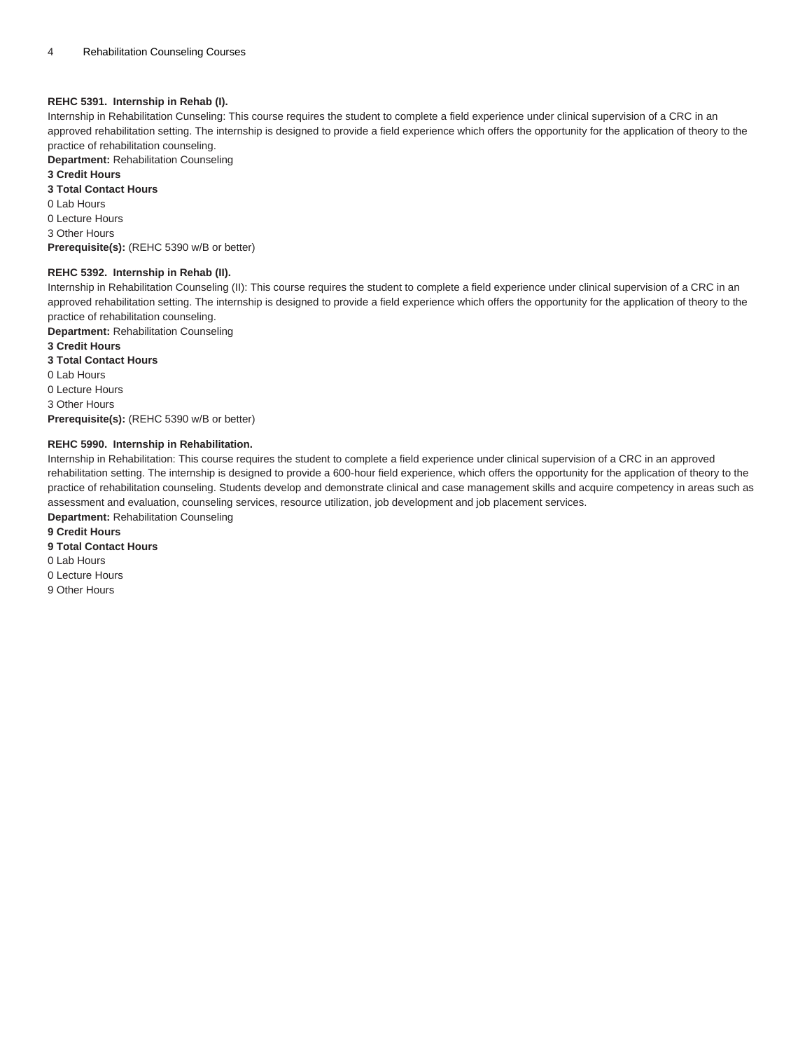**REHC 5391. Internship in Rehab (I).**

Internship in Rehabilitation Cunseling: This course requires the student to complete a field experience under clinical supervision of a CRC in an approved rehabilitation setting. The internship is designed to provide a field experience which offers the opportunity for the application of theory to the practice of rehabilitation counseling.

**Department:** Rehabilitation Counseling

**3 Credit Hours**

**3 Total Contact Hours**

0 Lab Hours

0 Lecture Hours

3 Other Hours

**Prerequisite(s):** (REHC 5390 w/B or better)

**REHC 5392. Internship in Rehab (II).**

Internship in Rehabilitation Counseling (II): This course requires the student to complete a field experience under clinical supervision of a CRC in an approved rehabilitation setting. The internship is designed to provide a field experience which offers the opportunity for the application of theory to the practice of rehabilitation counseling.

**Department:** Rehabilitation Counseling

**3 Credit Hours**

**3 Total Contact Hours**

0 Lab Hours

0 Lecture Hours

3 Other Hours

**Prerequisite(s):** (REHC 5390 w/B or better)

**REHC 5990. Internship in Rehabilitation.**

Internship in Rehabilitation: This course requires the student to complete a field experience under clinical supervision of a CRC in an approved rehabilitation setting. The internship is designed to provide a 600-hour field experience, which offers the opportunity for the application of theory to the practice of rehabilitation counseling. Students develop and demonstrate clinical and case management skills and acquire competency in areas such as assessment and evaluation, counseling services, resource utilization, job development and job placement services.

**Department:** Rehabilitation Counseling

**9 Credit Hours**

**9 Total Contact Hours**

0 Lab Hours

0 Lecture Hours

9 Other Hours